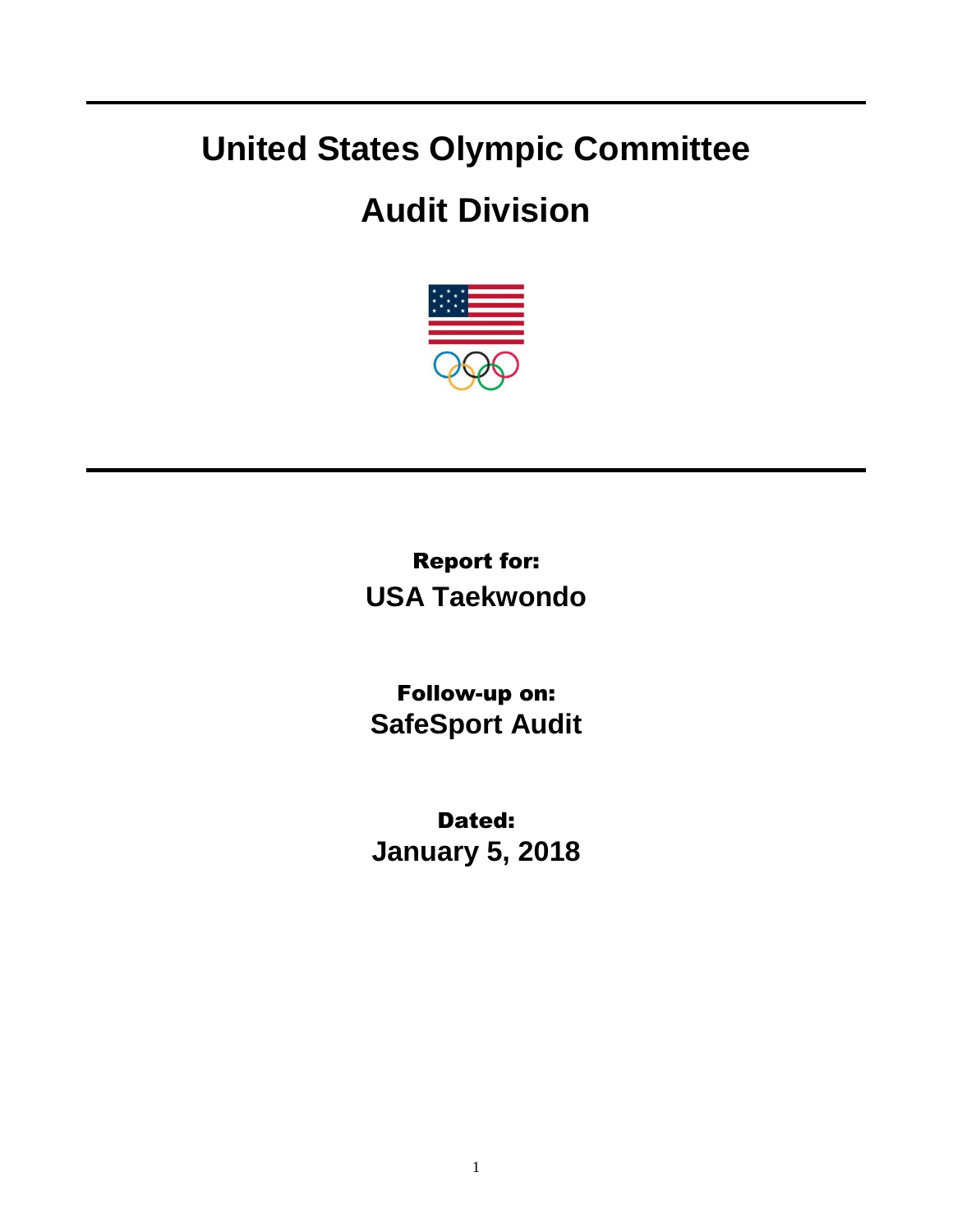# United States Olympic Committee

# Audit Division

**Report for:**
**USA Taekwondo**

**Follow-up on:**
**SafeSport Audit**

**Dated:**
**January 5, 2018**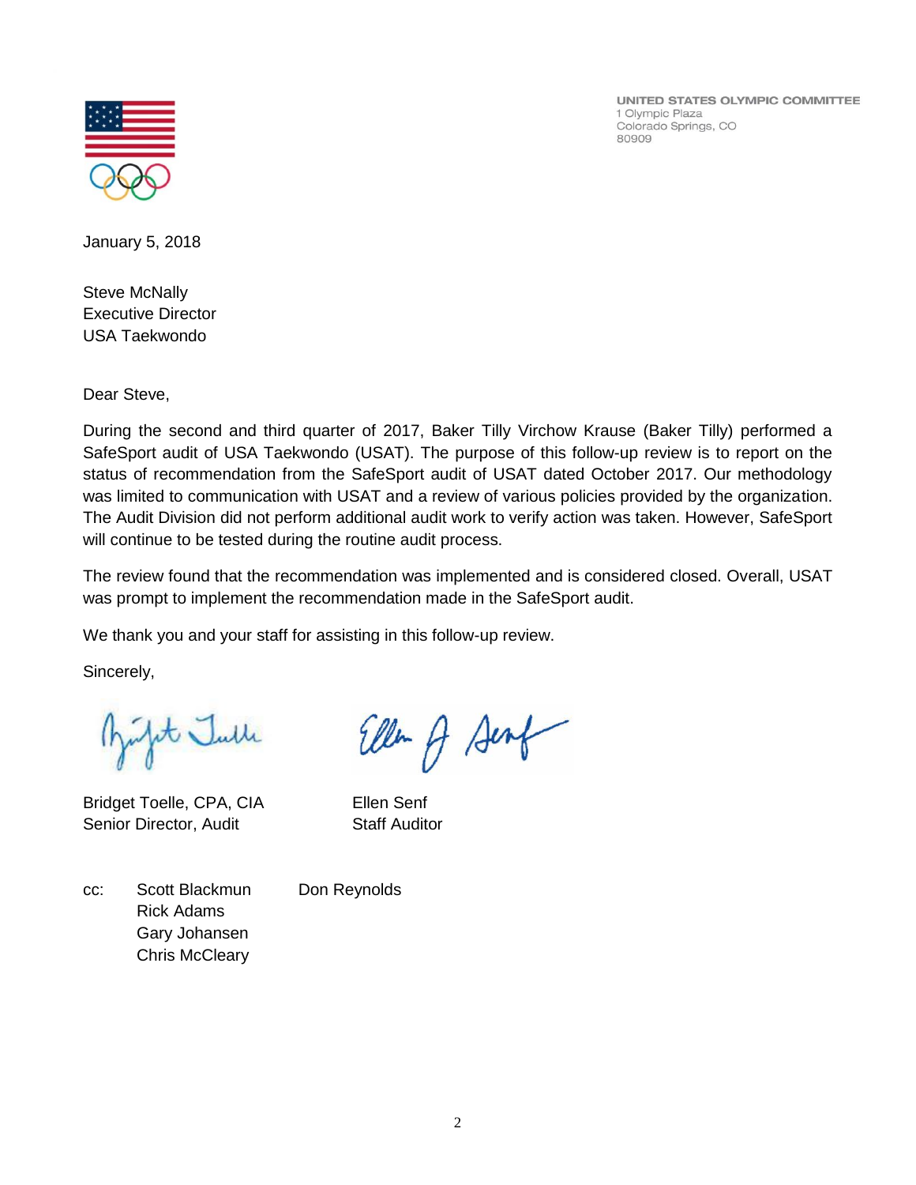UNITED STATES OLYMPIC COMMITTEE
1 Olympic Plaza
Colorado Springs, CO
80909

January 5, 2018

Steve McNally
Executive Director
USA Taekwondo

Dear Steve,

During the second and third quarter of 2017, Baker Tilly Virchow Krause (Baker Tilly) performed a SafeSport audit of USA Taekwondo (USAT). The purpose of this follow-up review is to report on the status of recommendation from the SafeSport audit of USAT dated October 2017. Our methodology was limited to communication with USAT and a review of various policies provided by the organization. The Audit Division did not perform additional audit work to verify action was taken. However, SafeSport will continue to be tested during the routine audit process.

The review found that the recommendation was implemented and is considered closed. Overall, USAT was prompt to implement the recommendation made in the SafeSport audit.

We thank you and your staff for assisting in this follow-up review.

Sincerely,

Bridget Toelle, CPA, CIA
Senior Director, Audit

Ellen Senf
Staff Auditor

cc: Scott Blackmun
Rick Adams
Gary Johansen
Chris McCleary
Don Reynolds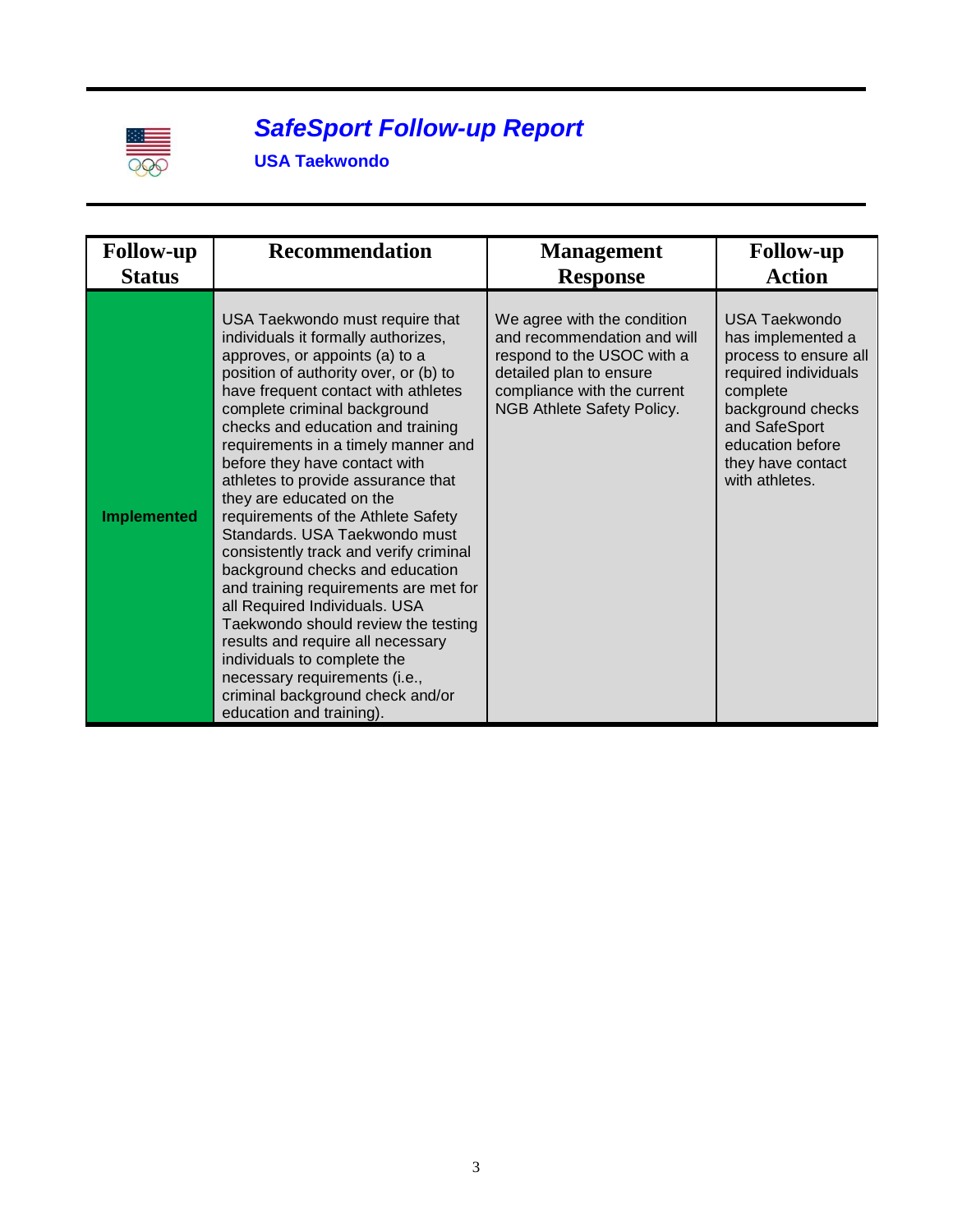# *SafeSport Follow-up Report*

**USA Taekwondo**

| Follow-up Status | Recommendation | Management Response | Follow-up Action |
|---|---|---|---|
| **Implemented** | USA Taekwondo must require that individuals it formally authorizes, approves, or appoints (a) to a position of authority over, or (b) to have frequent contact with athletes complete criminal background checks and education and training requirements in a timely manner and before they have contact with athletes to provide assurance that they are educated on the requirements of the Athlete Safety Standards. USA Taekwondo must consistently track and verify criminal background checks and education and training requirements are met for all Required Individuals. USA Taekwondo should review the testing results and require all necessary individuals to complete the necessary requirements (i.e., criminal background check and/or education and training). | We agree with the condition and recommendation and will respond to the USOC with a detailed plan to ensure compliance with the current NGB Athlete Safety Policy. | USA Taekwondo has implemented a process to ensure all required individuals complete background checks and SafeSport education before they have contact with athletes. |